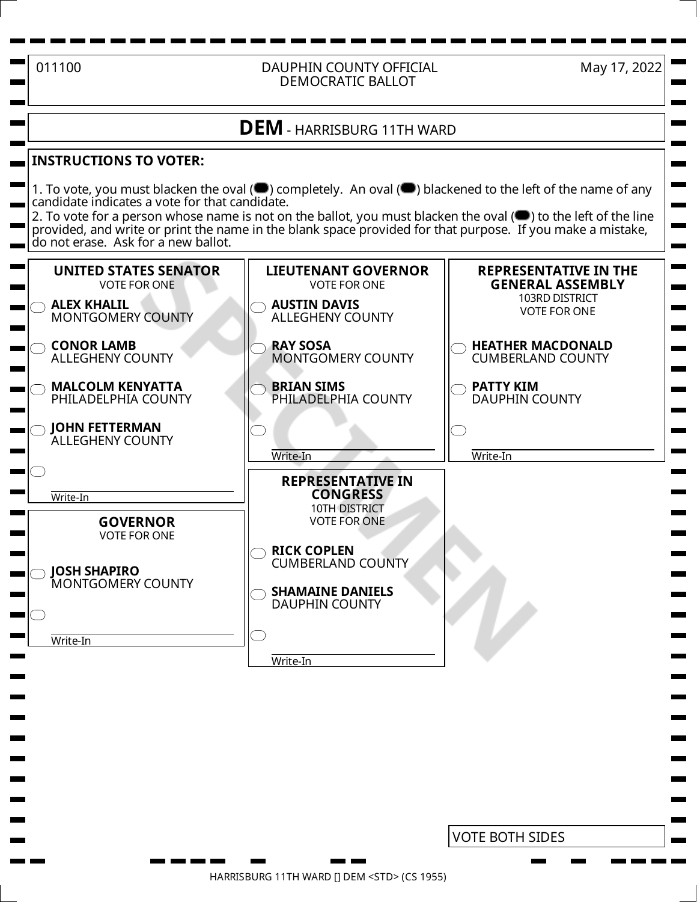011100 — DAUPHIN COUNTY OFFICIAL DEMOCRATIC BALLOT — May 17, 2022

# DEM - HARRISBURG 11TH WARD

## INSTRUCTIONS TO VOTER:

1. To vote, you must blacken the oval (⬬) completely. An oval (⬬) blackened to the left of the name of any candidate indicates a vote for that candidate.
2. To vote for a person whose name is not on the ballot, you must blacken the oval (⬬) to the left of the line provided, and write or print the name in the blank space provided for that purpose. If you make a mistake, do not erase. Ask for a new ballot.

### UNITED STATES SENATOR
VOTE FOR ONE

- ⬭ **ALEX KHALIL** MONTGOMERY COUNTY
- ⬭ **CONOR LAMB** ALLEGHENY COUNTY
- ⬭ **MALCOLM KENYATTA** PHILADELPHIA COUNTY
- ⬭ **JOHN FETTERMAN** ALLEGHENY COUNTY
- ⬭ ______________ Write-In

### GOVERNOR
VOTE FOR ONE

- ⬭ **JOSH SHAPIRO** MONTGOMERY COUNTY
- ⬭ ______________ Write-In

### LIEUTENANT GOVERNOR
VOTE FOR ONE

- ⬭ **AUSTIN DAVIS** ALLEGHENY COUNTY
- ⬭ **RAY SOSA** MONTGOMERY COUNTY
- ⬭ **BRIAN SIMS** PHILADELPHIA COUNTY
- ⬭ ______________ Write-In

### REPRESENTATIVE IN CONGRESS
10TH DISTRICT
VOTE FOR ONE

- ⬭ **RICK COPLEN** CUMBERLAND COUNTY
- ⬭ **SHAMAINE DANIELS** DAUPHIN COUNTY
- ⬭ ______________ Write-In

### REPRESENTATIVE IN THE GENERAL ASSEMBLY
103RD DISTRICT
VOTE FOR ONE

- ⬭ **HEATHER MACDONALD** CUMBERLAND COUNTY
- ⬭ **PATTY KIM** DAUPHIN COUNTY
- ⬭ ______________ Write-In

VOTE BOTH SIDES

HARRISBURG 11TH WARD [] DEM <STD> (CS 1955)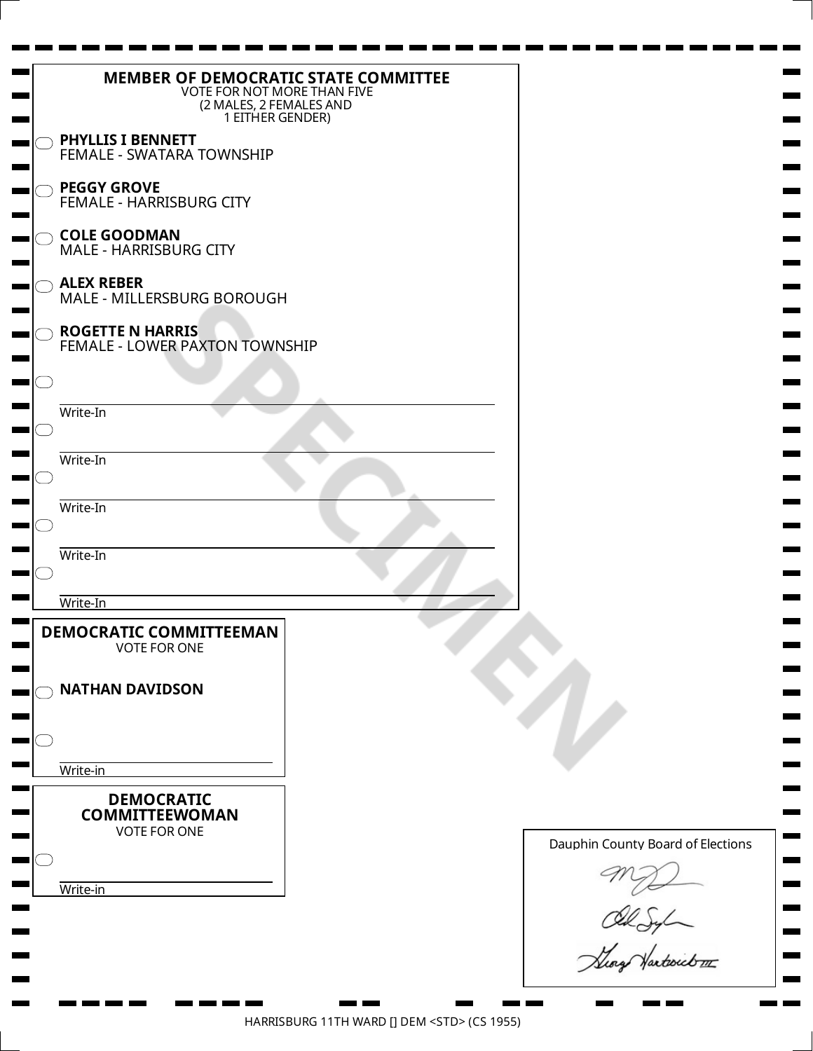## MEMBER OF DEMOCRATIC STATE COMMITTEE

VOTE FOR NOT MORE THAN FIVE
(2 MALES, 2 FEMALES AND
1 EITHER GENDER)

- **PHYLLIS I BENNETT**
  FEMALE - SWATARA TOWNSHIP
- **PEGGY GROVE**
  FEMALE - HARRISBURG CITY
- **COLE GOODMAN**
  MALE - HARRISBURG CITY
- **ALEX REBER**
  MALE - MILLERSBURG BOROUGH
- **ROGETTE N HARRIS**
  FEMALE - LOWER PAXTON TOWNSHIP
- Write-In
- Write-In
- Write-In
- Write-In
- Write-In

## DEMOCRATIC COMMITTEEMAN

VOTE FOR ONE

- **NATHAN DAVIDSON**
- Write-in

## DEMOCRATIC COMMITTEEWOMAN

VOTE FOR ONE

- Write-in

Dauphin County Board of Elections

SPECIMEN

HARRISBURG 11TH WARD [] DEM <STD> (CS 1955)